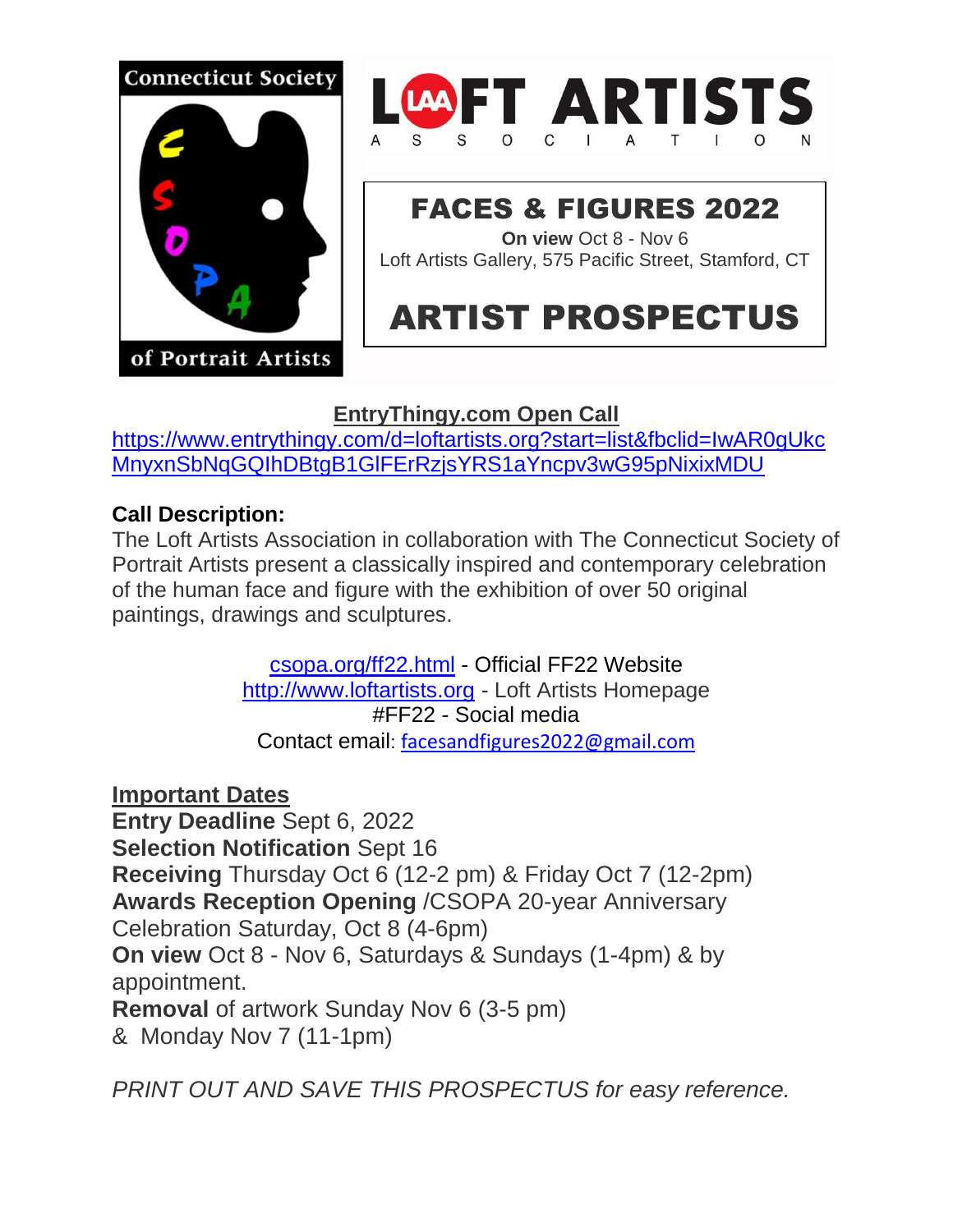Connecticut Society of Portrait Artists

LOFT ARTISTS ASSOCIATION

# FACES & FIGURES 2022

**On view** Oct 8 - Nov 6
Loft Artists Gallery, 575 Pacific Street, Stamford, CT

# ARTIST PROSPECTUS

**EntryThingy.com Open Call**

https://www.entrythingy.com/d=loftartists.org?start=list&fbclid=IwAR0gUkcMnyxnSbNqGQIhDBtgB1GlFErRzjsYRS1aYncpv3wG95pNixixMDU

**Call Description:**

The Loft Artists Association in collaboration with The Connecticut Society of Portrait Artists present a classically inspired and contemporary celebration of the human face and figure with the exhibition of over 50 original paintings, drawings and sculptures.

csopa.org/ff22.html - Official FF22 Website
http://www.loftartists.org - Loft Artists Homepage
#FF22 - Social media
Contact email: facesandfigures2022@gmail.com

**Important Dates**

**Entry Deadline** Sept 6, 2022
**Selection Notification** Sept 16
**Receiving** Thursday Oct 6 (12-2 pm) & Friday Oct 7 (12-2pm)
**Awards Reception Opening** /CSOPA 20-year Anniversary Celebration Saturday, Oct 8 (4-6pm)
**On view** Oct 8 - Nov 6, Saturdays & Sundays (1-4pm) & by appointment.
**Removal** of artwork Sunday Nov 6 (3-5 pm)
& Monday Nov 7 (11-1pm)

*PRINT OUT AND SAVE THIS PROSPECTUS for easy reference.*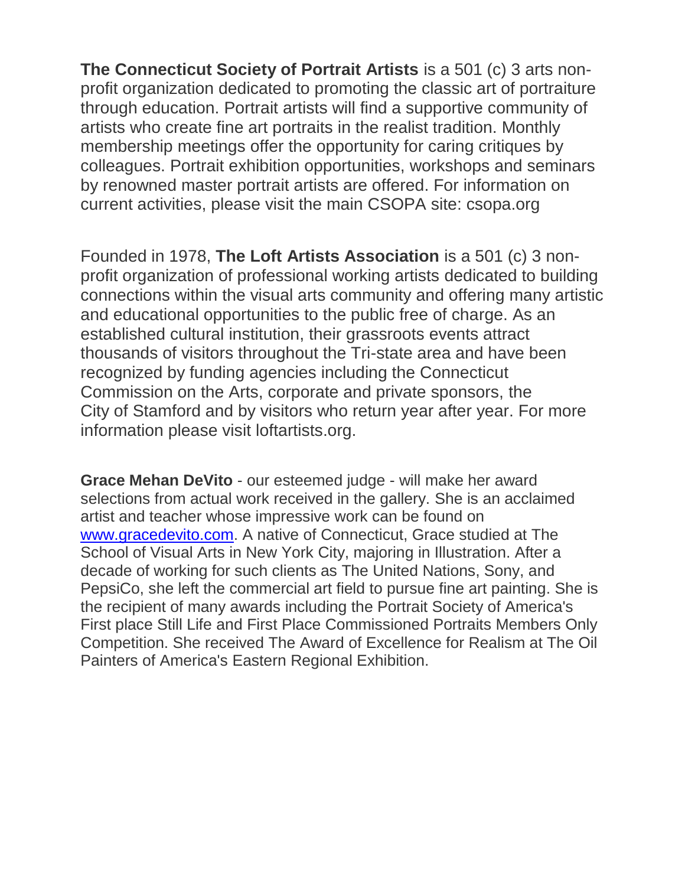**The Connecticut Society of Portrait Artists** is a 501 (c) 3 arts non-profit organization dedicated to promoting the classic art of portraiture through education. Portrait artists will find a supportive community of artists who create fine art portraits in the realist tradition. Monthly membership meetings offer the opportunity for caring critiques by colleagues. Portrait exhibition opportunities, workshops and seminars by renowned master portrait artists are offered. For information on current activities, please visit the main CSOPA site: csopa.org

Founded in 1978, **The Loft Artists Association** is a 501 (c) 3 non-profit organization of professional working artists dedicated to building connections within the visual arts community and offering many artistic and educational opportunities to the public free of charge. As an established cultural institution, their grassroots events attract thousands of visitors throughout the Tri-state area and have been recognized by funding agencies including the Connecticut Commission on the Arts, corporate and private sponsors, the City of Stamford and by visitors who return year after year. For more information please visit loftartists.org.

**Grace Mehan DeVito** - our esteemed judge - will make her award selections from actual work received in the gallery. She is an acclaimed artist and teacher whose impressive work can be found on [www.gracedevito.com](http://www.gracedevito.com). A native of Connecticut, Grace studied at The School of Visual Arts in New York City, majoring in Illustration. After a decade of working for such clients as The United Nations, Sony, and PepsiCo, she left the commercial art field to pursue fine art painting. She is the recipient of many awards including the Portrait Society of America's First place Still Life and First Place Commissioned Portraits Members Only Competition. She received The Award of Excellence for Realism at The Oil Painters of America's Eastern Regional Exhibition.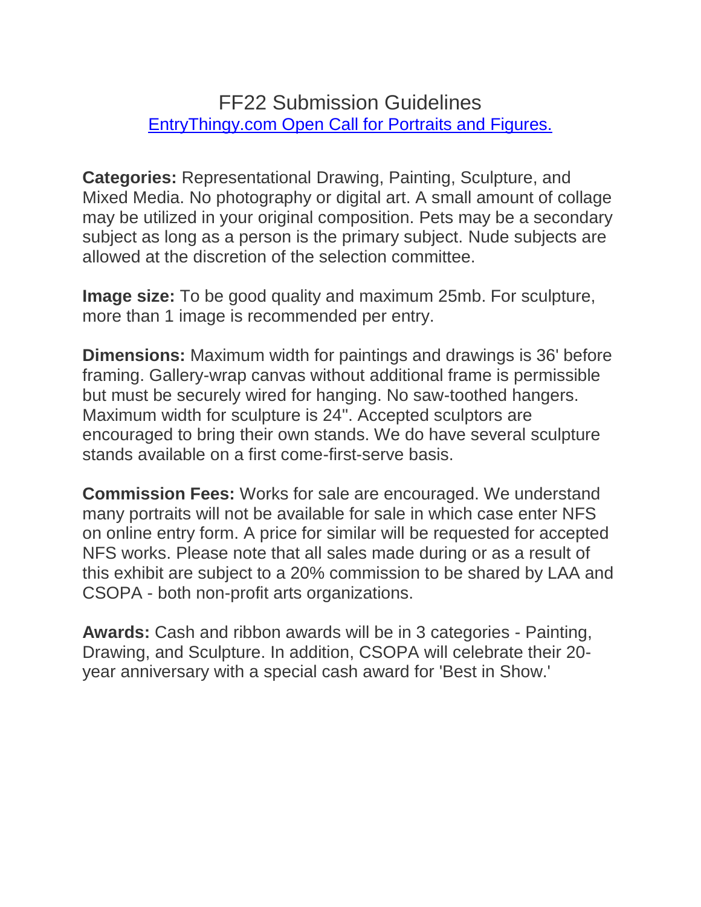# FF22 Submission Guidelines

[EntryThingy.com Open Call for Portraits and Figures.](EntryThingy.com)

**Categories:** Representational Drawing, Painting, Sculpture, and Mixed Media. No photography or digital art. A small amount of collage may be utilized in your original composition. Pets may be a secondary subject as long as a person is the primary subject. Nude subjects are allowed at the discretion of the selection committee.

**Image size:** To be good quality and maximum 25mb. For sculpture, more than 1 image is recommended per entry.

**Dimensions:** Maximum width for paintings and drawings is 36' before framing. Gallery-wrap canvas without additional frame is permissible but must be securely wired for hanging. No saw-toothed hangers. Maximum width for sculpture is 24". Accepted sculptors are encouraged to bring their own stands. We do have several sculpture stands available on a first come-first-serve basis.

**Commission Fees:** Works for sale are encouraged. We understand many portraits will not be available for sale in which case enter NFS on online entry form. A price for similar will be requested for accepted NFS works. Please note that all sales made during or as a result of this exhibit are subject to a 20% commission to be shared by LAA and CSOPA - both non-profit arts organizations.

**Awards:** Cash and ribbon awards will be in 3 categories - Painting, Drawing, and Sculpture. In addition, CSOPA will celebrate their 20-year anniversary with a special cash award for 'Best in Show.'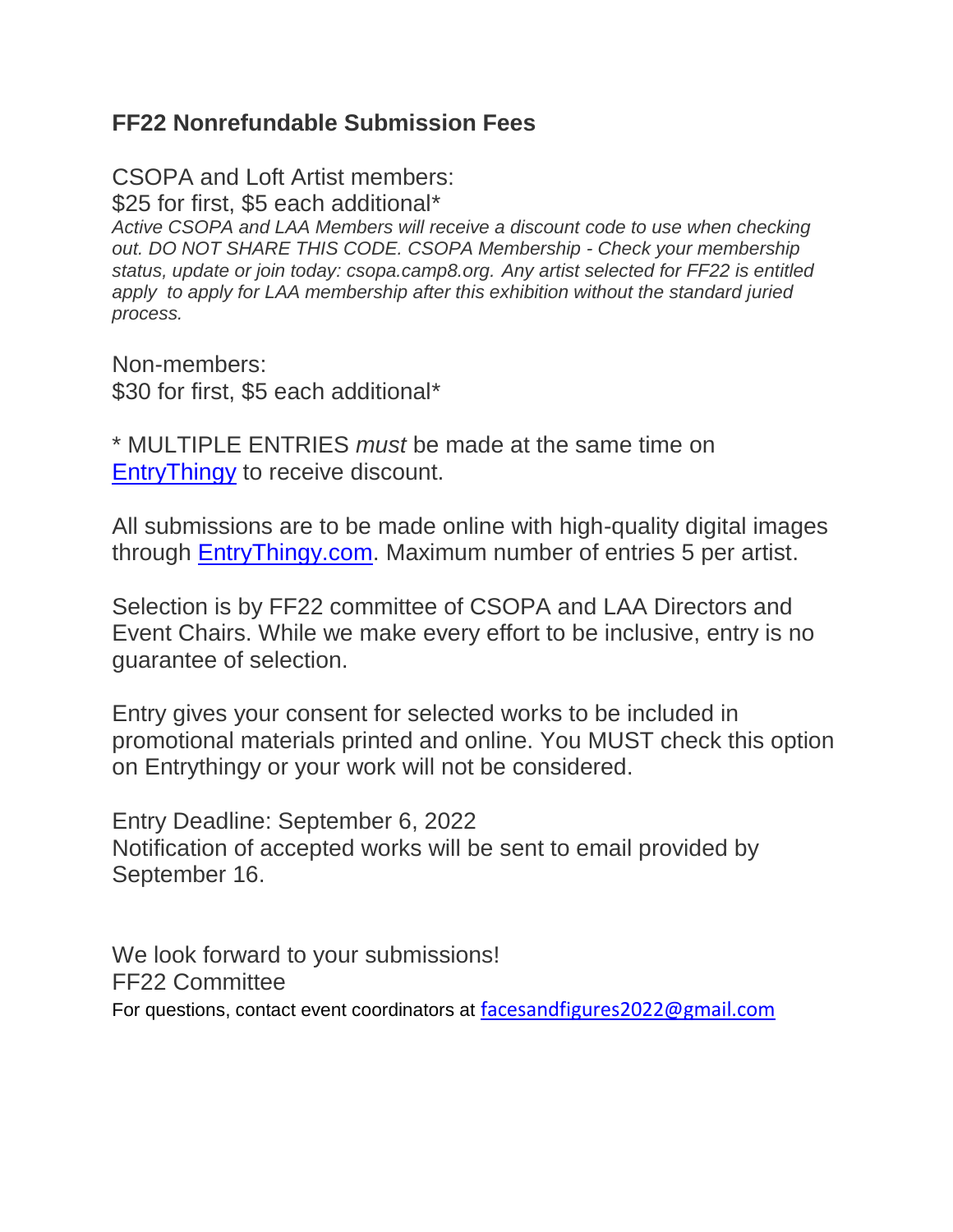## FF22 Nonrefundable Submission Fees

CSOPA and Loft Artist members:
$25 for first, $5 each additional*
*Active CSOPA and LAA Members will receive a discount code to use when checking out. DO NOT SHARE THIS CODE. CSOPA Membership - Check your membership status, update or join today: csopa.camp8.org. Any artist selected for FF22 is entitled apply to apply for LAA membership after this exhibition without the standard juried process.*

Non-members:
$30 for first, $5 each additional*

* MULTIPLE ENTRIES *must* be made at the same time on [EntryThingy](https://www.entrythingy.com) to receive discount.

All submissions are to be made online with high-quality digital images through [EntryThingy.com](https://www.entrythingy.com). Maximum number of entries 5 per artist.

Selection is by FF22 committee of CSOPA and LAA Directors and Event Chairs. While we make every effort to be inclusive, entry is no guarantee of selection.

Entry gives your consent for selected works to be included in promotional materials printed and online. You MUST check this option on Entrythingy or your work will not be considered.

Entry Deadline: September 6, 2022
Notification of accepted works will be sent to email provided by September 16.

We look forward to your submissions!
FF22 Committee
For questions, contact event coordinators at [facesandfigures2022@gmail.com](mailto:facesandfigures2022@gmail.com)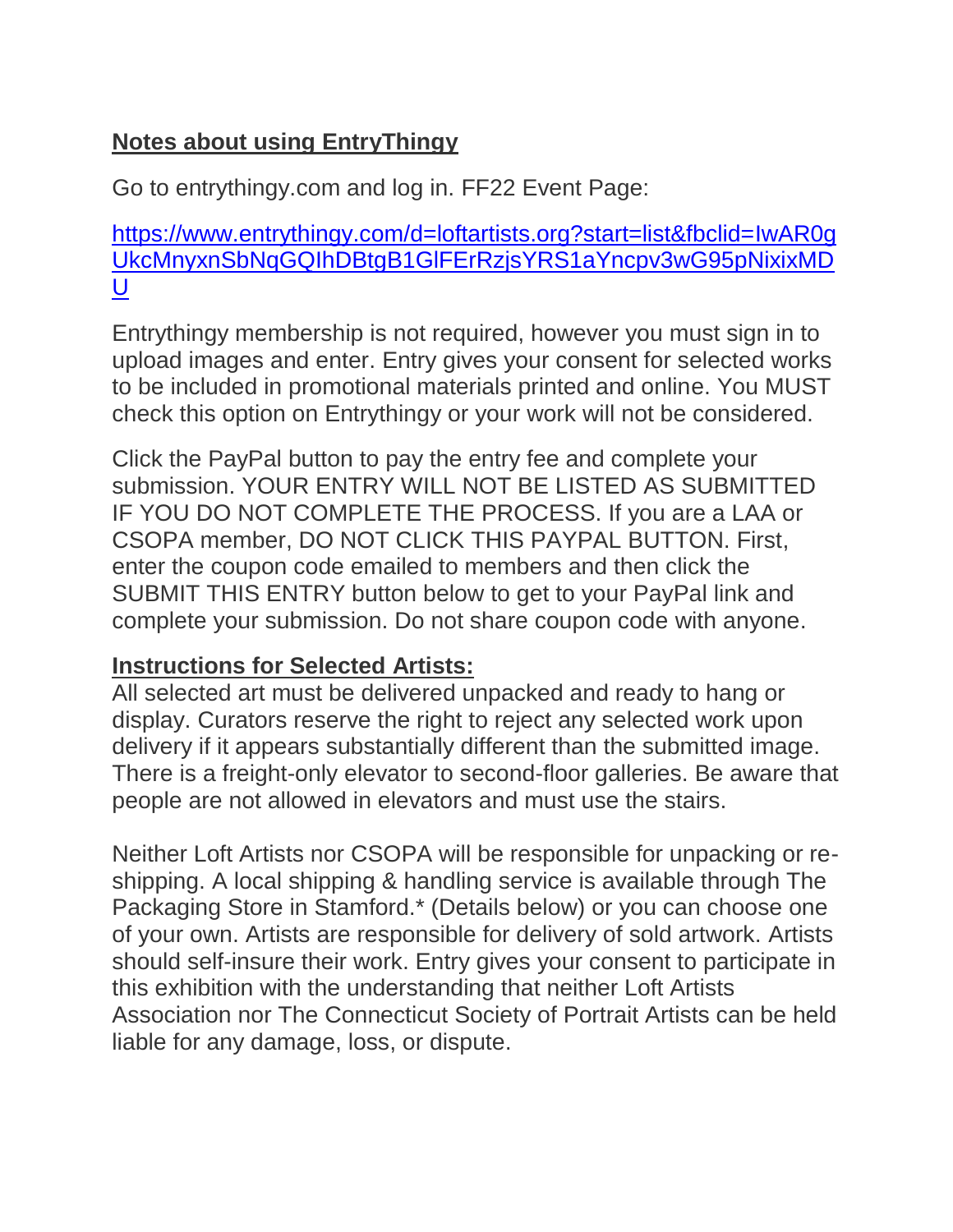**Notes about using EntryThingy**

Go to entrythingy.com and log in. FF22 Event Page:

[https://www.entrythingy.com/d=loftartists.org?start=list&fbclid=IwAR0gUkcMnyxnSbNqGQIhDBtgB1GlFErRzjsYRS1aYncpv3wG95pNixixMDU](https://www.entrythingy.com/d=loftartists.org?start=list&fbclid=IwAR0gUkcMnyxnSbNqGQIhDBtgB1GlFErRzjsYRS1aYncpv3wG95pNixixMDU)

Entrythingy membership is not required, however you must sign in to upload images and enter. Entry gives your consent for selected works to be included in promotional materials printed and online. You MUST check this option on Entrythingy or your work will not be considered.

Click the PayPal button to pay the entry fee and complete your submission. YOUR ENTRY WILL NOT BE LISTED AS SUBMITTED IF YOU DO NOT COMPLETE THE PROCESS. If you are a LAA or CSOPA member, DO NOT CLICK THIS PAYPAL BUTTON. First, enter the coupon code emailed to members and then click the SUBMIT THIS ENTRY button below to get to your PayPal link and complete your submission. Do not share coupon code with anyone.

**Instructions for Selected Artists:**

All selected art must be delivered unpacked and ready to hang or display. Curators reserve the right to reject any selected work upon delivery if it appears substantially different than the submitted image. There is a freight-only elevator to second-floor galleries. Be aware that people are not allowed in elevators and must use the stairs.

Neither Loft Artists nor CSOPA will be responsible for unpacking or re-shipping. A local shipping & handling service is available through The Packaging Store in Stamford.* (Details below) or you can choose one of your own. Artists are responsible for delivery of sold artwork. Artists should self-insure their work. Entry gives your consent to participate in this exhibition with the understanding that neither Loft Artists Association nor The Connecticut Society of Portrait Artists can be held liable for any damage, loss, or dispute.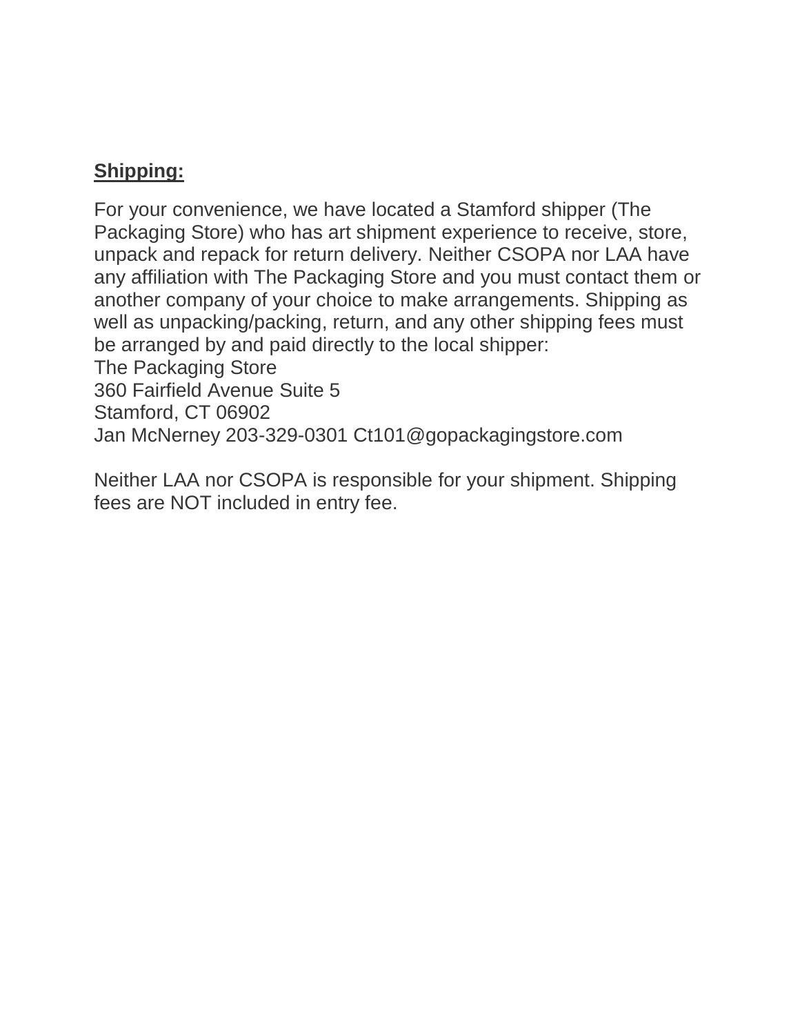**Shipping:**

For your convenience, we have located a Stamford shipper (The Packaging Store) who has art shipment experience to receive, store, unpack and repack for return delivery. Neither CSOPA nor LAA have any affiliation with The Packaging Store and you must contact them or another company of your choice to make arrangements. Shipping as well as unpacking/packing, return, and any other shipping fees must be arranged by and paid directly to the local shipper:  
The Packaging Store  
360 Fairfield Avenue Suite 5  
Stamford, CT 06902  
Jan McNerney 203-329-0301 Ct101@gopackagingstore.com

Neither LAA nor CSOPA is responsible for your shipment. Shipping fees are NOT included in entry fee.